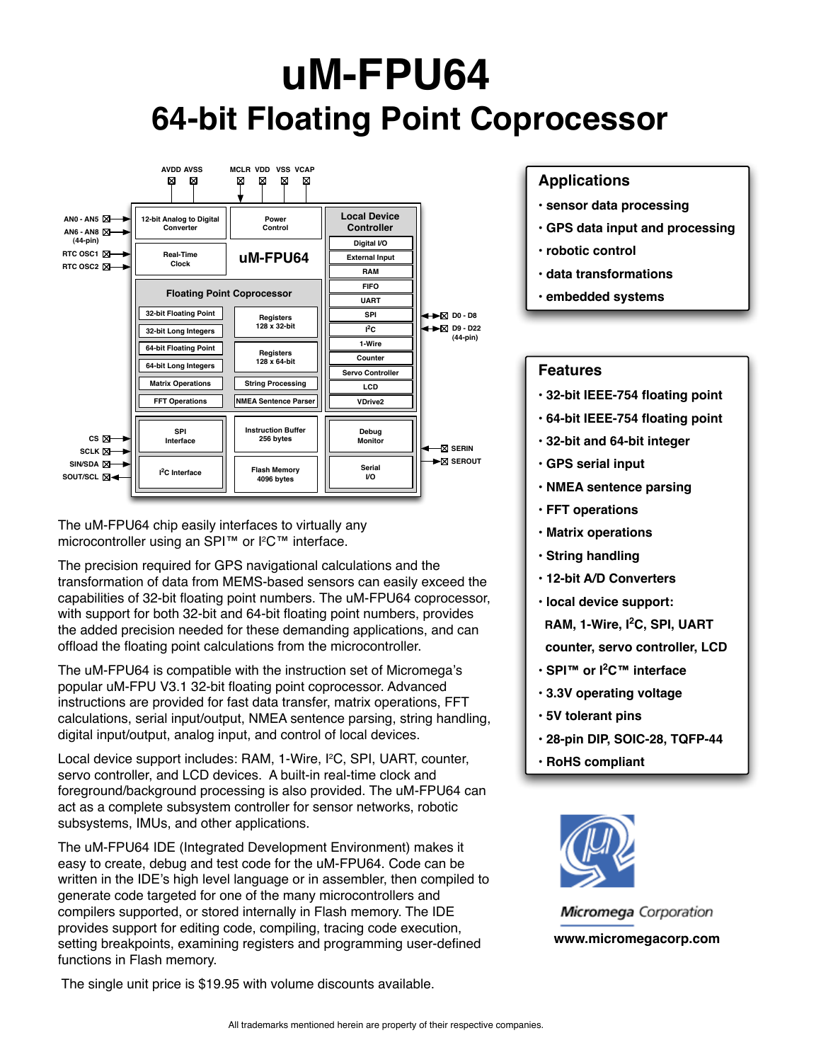# uM-FPU64

## 64-bit Floating Point Coprocessor

The uM-FPU64 chip easily interfaces to virtually any microcontroller using an SPI™ or I²C™ interface.

The precision required for GPS navigational calculations and the transformation of data from MEMS-based sensors can easily exceed the capabilities of 32-bit floating point numbers. The uM-FPU64 coprocessor, with support for both 32-bit and 64-bit floating point numbers, provides the added precision needed for these demanding applications, and can offload the floating point calculations from the microcontroller.

The uM-FPU64 is compatible with the instruction set of Micromega's popular uM-FPU V3.1 32-bit floating point coprocessor. Advanced instructions are provided for fast data transfer, matrix operations, FFT calculations, serial input/output, NMEA sentence parsing, string handling, digital input/output, analog input, and control of local devices.

Local device support includes: RAM, 1-Wire, I²C, SPI, UART, counter, servo controller, and LCD devices. A built-in real-time clock and foreground/background processing is also provided. The uM-FPU64 can act as a complete subsystem controller for sensor networks, robotic subsystems, IMUs, and other applications.

The uM-FPU64 IDE (Integrated Development Environment) makes it easy to create, debug and test code for the uM-FPU64. Code can be written in the IDE's high level language or in assembler, then compiled to generate code targeted for one of the many microcontrollers and compilers supported, or stored internally in Flash memory. The IDE provides support for editing code, compiling, tracing code execution, setting breakpoints, examining registers and programming user-defined functions in Flash memory.

The single unit price is $19.95 with volume discounts available.

## Applications

- sensor data processing
- GPS data input and processing
- robotic control
- data transformations
- embedded systems

## Features

- 32-bit IEEE-754 floating point
- 64-bit IEEE-754 floating point
- 32-bit and 64-bit integer
- GPS serial input
- NMEA sentence parsing
- FFT operations
- Matrix operations
- String handling
- 12-bit A/D Converters
- local device support:
  RAM, 1-Wire, I²C, SPI, UART
  counter, servo controller, LCD
- SPI™ or I²C™ interface
- 3.3V operating voltage
- 5V tolerant pins
- 28-pin DIP, SOIC-28, TQFP-44
- RoHS compliant

Micromega Corporation

www.micromegacorp.com

All trademarks mentioned herein are property of their respective companies.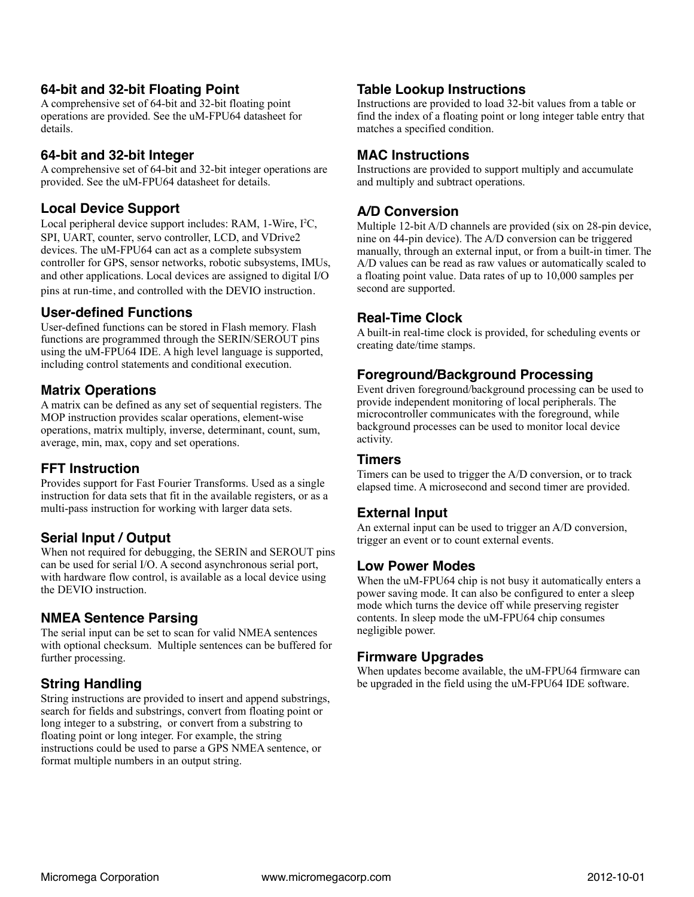### 64-bit and 32-bit Floating Point

A comprehensive set of 64-bit and 32-bit floating point operations are provided. See the uM-FPU64 datasheet for details.

### 64-bit and 32-bit Integer

A comprehensive set of 64-bit and 32-bit integer operations are provided. See the uM-FPU64 datasheet for details.

### Local Device Support

Local peripheral device support includes: RAM, 1-Wire, I²C, SPI, UART, counter, servo controller, LCD, and VDrive2 devices. The uM-FPU64 can act as a complete subsystem controller for GPS, sensor networks, robotic subsystems, IMUs, and other applications. Local devices are assigned to digital I/O pins at run-time, and controlled with the DEVIO instruction.

### User-defined Functions

User-defined functions can be stored in Flash memory. Flash functions are programmed through the SERIN/SEROUT pins using the uM-FPU64 IDE. A high level language is supported, including control statements and conditional execution.

### Matrix Operations

A matrix can be defined as any set of sequential registers. The MOP instruction provides scalar operations, element-wise operations, matrix multiply, inverse, determinant, count, sum, average, min, max, copy and set operations.

### FFT Instruction

Provides support for Fast Fourier Transforms. Used as a single instruction for data sets that fit in the available registers, or as a multi-pass instruction for working with larger data sets.

### Serial Input / Output

When not required for debugging, the SERIN and SEROUT pins can be used for serial I/O. A second asynchronous serial port, with hardware flow control, is available as a local device using the DEVIO instruction.

### NMEA Sentence Parsing

The serial input can be set to scan for valid NMEA sentences with optional checksum. Multiple sentences can be buffered for further processing.

### String Handling

String instructions are provided to insert and append substrings, search for fields and substrings, convert from floating point or long integer to a substring, or convert from a substring to floating point or long integer. For example, the string instructions could be used to parse a GPS NMEA sentence, or format multiple numbers in an output string.

### Table Lookup Instructions

Instructions are provided to load 32-bit values from a table or find the index of a floating point or long integer table entry that matches a specified condition.

### MAC Instructions

Instructions are provided to support multiply and accumulate and multiply and subtract operations.

### A/D Conversion

Multiple 12-bit A/D channels are provided (six on 28-pin device, nine on 44-pin device). The A/D conversion can be triggered manually, through an external input, or from a built-in timer. The A/D values can be read as raw values or automatically scaled to a floating point value. Data rates of up to 10,000 samples per second are supported.

### Real-Time Clock

A built-in real-time clock is provided, for scheduling events or creating date/time stamps.

### Foreground/Background Processing

Event driven foreground/background processing can be used to provide independent monitoring of local peripherals. The microcontroller communicates with the foreground, while background processes can be used to monitor local device activity.

### Timers

Timers can be used to trigger the A/D conversion, or to track elapsed time. A microsecond and second timer are provided.

### External Input

An external input can be used to trigger an A/D conversion, trigger an event or to count external events.

### Low Power Modes

When the uM-FPU64 chip is not busy it automatically enters a power saving mode. It can also be configured to enter a sleep mode which turns the device off while preserving register contents. In sleep mode the uM-FPU64 chip consumes negligible power.

### Firmware Upgrades

When updates become available, the uM-FPU64 firmware can be upgraded in the field using the uM-FPU64 IDE software.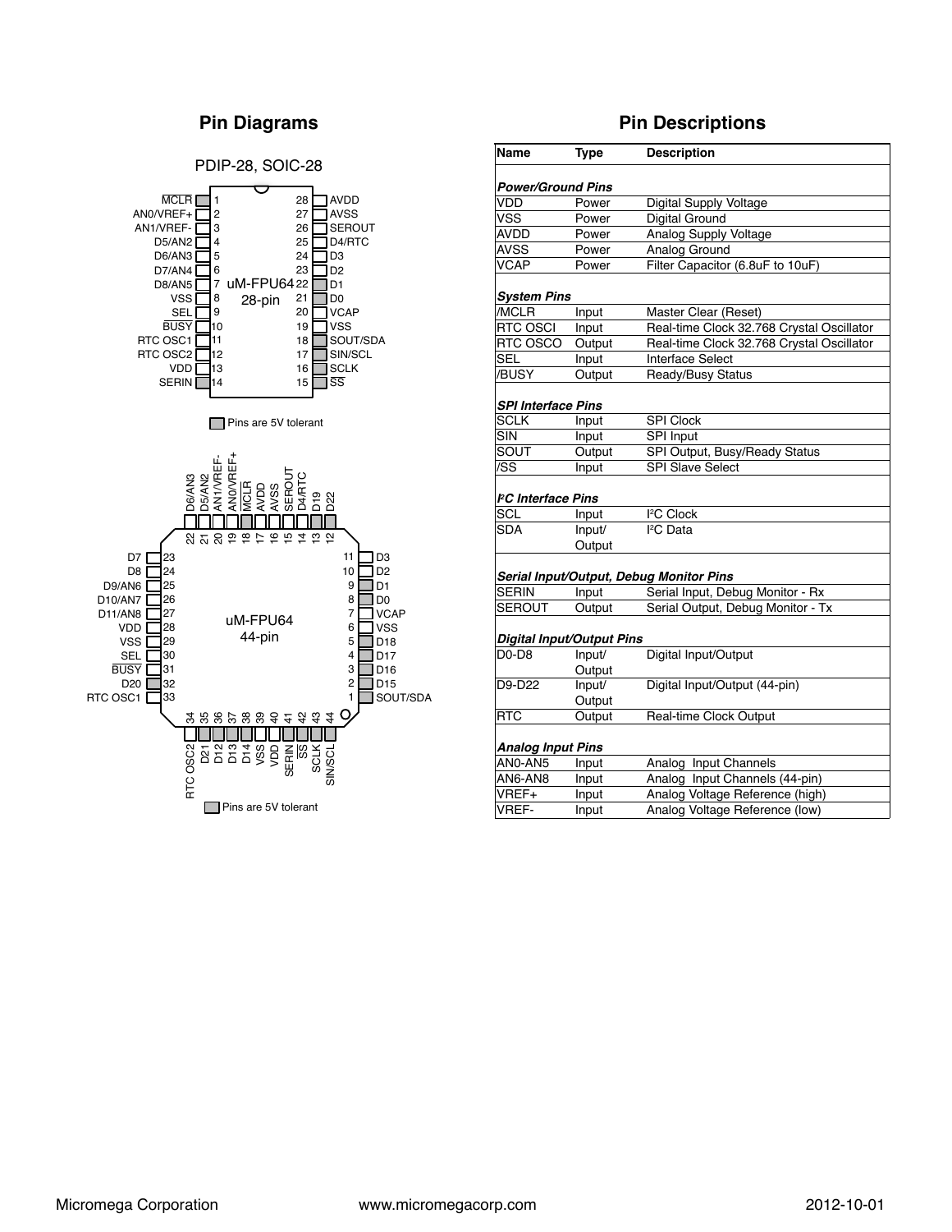## Pin Diagrams

PDIP-28, SOIC-28

uM-FPU64 28-pin

| Pin | Name | Pin | Name |
| --- | --- | --- | --- |
| 1 | MCLR | 28 | AVDD |
| 2 | AN0/VREF+ | 27 | AVSS |
| 3 | AN1/VREF- | 26 | SEROUT |
| 4 | D5/AN2 | 25 | D4/RTC |
| 5 | D6/AN3 | 24 | D3 |
| 6 | D7/AN4 | 23 | D2 |
| 7 | D8/AN5 | 22 | D1 |
| 8 | VSS | 21 | D0 |
| 9 | SEL | 20 | VCAP |
| 10 | BUSY | 19 | VSS |
| 11 | RTC OSC1 | 18 | SOUT/SDA |
| 12 | RTC OSC2 | 17 | SIN/SCL |
| 13 | VDD | 16 | SCLK |
| 14 | SERIN | 15 | SS |

Pins are 5V tolerant

uM-FPU64 44-pin

| Pin | Name | Pin | Name |
| --- | --- | --- | --- |
| 1 | SOUT/SDA | 23 | D7 |
| 2 | D15 | 24 | D8 |
| 3 | D16 | 25 | D9/AN6 |
| 4 | D17 | 26 | D10/AN7 |
| 5 | D18 | 27 | D11/AN8 |
| 6 | VSS | 28 | VDD |
| 7 | VCAP | 29 | VSS |
| 8 | D0 | 30 | SEL |
| 9 | D1 | 31 | BUSY |
| 10 | D2 | 32 | D20 |
| 11 | D3 | 33 | RTC OSC1 |
| 12 | D22 | 34 | RTC OSC2 |
| 13 | D19 | 35 | D21 |
| 14 | D4/RTC | 36 | D12 |
| 15 | SEROUT | 37 | D13 |
| 16 | AVSS | 38 | D14 |
| 17 | AVDD | 39 | VSS |
| 18 | MCLR | 40 | VDD |
| 19 | AN0/VREF+ | 41 | SERIN |
| 20 | AN1/VREF- | 42 | SS |
| 21 | D5/AN2 | 43 | SCLK |
| 22 | D6/AN3 | 44 | SIN/SCL |

Pins are 5V tolerant

## Pin Descriptions

| Name | Type | Description |
| --- | --- | --- |
| ***Power/Ground Pins*** | | |
| VDD | Power | Digital Supply Voltage |
| VSS | Power | Digital Ground |
| AVDD | Power | Analog Supply Voltage |
| AVSS | Power | Analog Ground |
| VCAP | Power | Filter Capacitor (6.8uF to 10uF) |
| ***System Pins*** | | |
| /MCLR | Input | Master Clear (Reset) |
| RTC OSCI | Input | Real-time Clock 32.768 Crystal Oscillator |
| RTC OSCO | Output | Real-time Clock 32.768 Crystal Oscillator |
| SEL | Input | Interface Select |
| /BUSY | Output | Ready/Busy Status |
| ***SPI Interface Pins*** | | |
| SCLK | Input | SPI Clock |
| SIN | Input | SPI Input |
| SOUT | Output | SPI Output, Busy/Ready Status |
| /SS | Input | SPI Slave Select |
| ***I²C Interface Pins*** | | |
| SCL | Input | I²C Clock |
| SDA | Input/ Output | I²C Data |
| ***Serial Input/Output, Debug Monitor Pins*** | | |
| SERIN | Input | Serial Input, Debug Monitor - Rx |
| SEROUT | Output | Serial Output, Debug Monitor - Tx |
| ***Digital Input/Output Pins*** | | |
| D0-D8 | Input/ Output | Digital Input/Output |
| D9-D22 | Input/ Output | Digital Input/Output (44-pin) |
| RTC | Output | Real-time Clock Output |
| ***Analog Input Pins*** | | |
| AN0-AN5 | Input | Analog Input Channels |
| AN6-AN8 | Input | Analog Input Channels (44-pin) |
| VREF+ | Input | Analog Voltage Reference (high) |
| VREF- | Input | Analog Voltage Reference (low) |